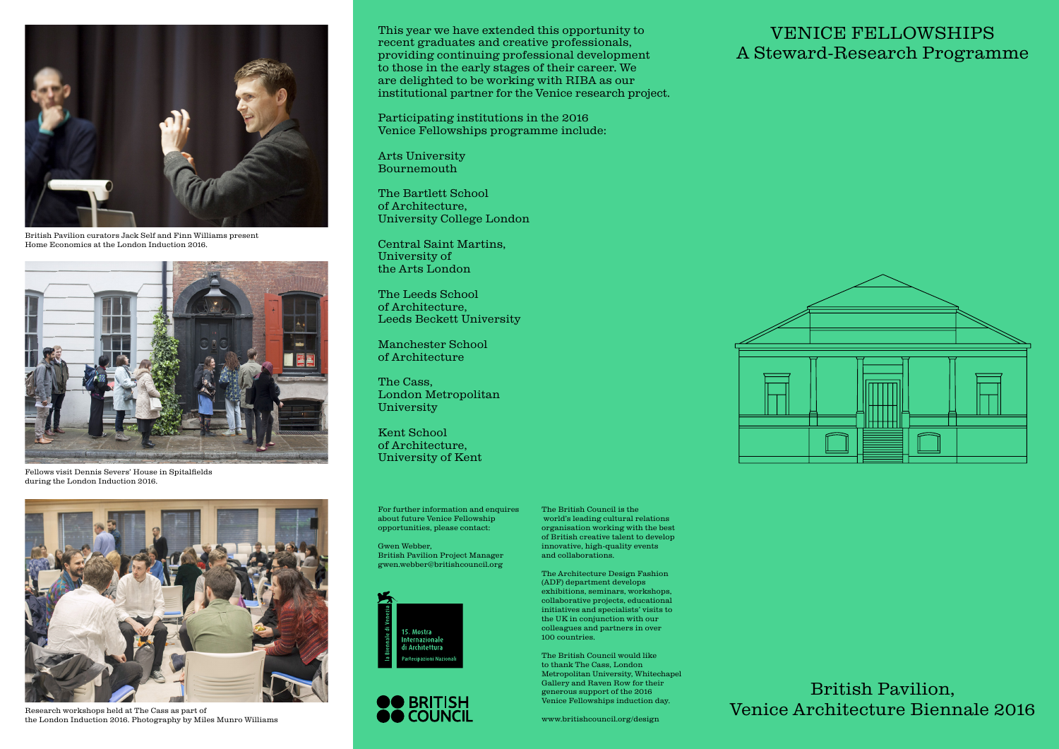# VENICE FELLOWSHIPS
## A Steward-Research Programme

British Pavilion curators Jack Self and Finn Williams present Home Economics at the London Induction 2016.

Fellows visit Dennis Severs' House in Spitalfields during the London Induction 2016.

Research workshops held at The Cass as part of the London Induction 2016. Photography by Miles Munro Williams

This year we have extended this opportunity to recent graduates and creative professionals, providing continuing professional development to those in the early stages of their career. We are delighted to be working with RIBA as our institutional partner for the Venice research project.

Participating institutions in the 2016 Venice Fellowships programme include:

Arts University Bournemouth

The Bartlett School of Architecture, University College London

Central Saint Martins, University of the Arts London

The Leeds School of Architecture, Leeds Beckett University

Manchester School of Architecture

The Cass, London Metropolitan University

Kent School of Architecture, University of Kent

For further information and enquires about future Venice Fellowship opportunities, please contact:

Gwen Webber,
British Pavilion Project Manager
gwen.webber@britishcouncil.org

la Biennale di Venezia
15. Mostra Internazionale di Architettura
Partecipazioni Nazionali

BRITISH COUNCIL

The British Council is the world's leading cultural relations organisation working with the best of British creative talent to develop innovative, high-quality events and collaborations.

The Architecture Design Fashion (ADF) department develops exhibitions, seminars, workshops, collaborative projects, educational initiatives and specialists' visits to the UK in conjunction with our colleagues and partners in over 100 countries.

The British Council would like to thank The Cass, London Metropolitan University, Whitechapel Gallery and Raven Row for their generous support of the 2016 Venice Fellowships induction day.

www.britishcouncil.org/design

British Pavilion,
Venice Architecture Biennale 2016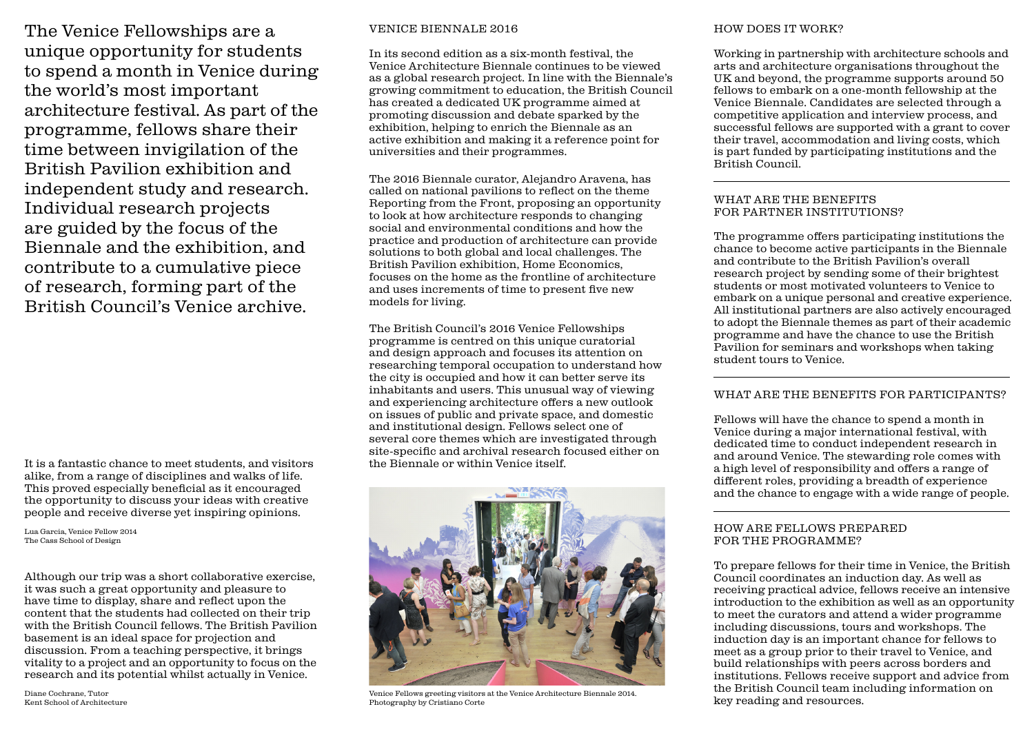The Venice Fellowships are a unique opportunity for students to spend a month in Venice during the world's most important architecture festival. As part of the programme, fellows share their time between invigilation of the British Pavilion exhibition and independent study and research. Individual research projects are guided by the focus of the Biennale and the exhibition, and contribute to a cumulative piece of research, forming part of the British Council's Venice archive.

It is a fantastic chance to meet students, and visitors alike, from a range of disciplines and walks of life. This proved especially beneficial as it encouraged the opportunity to discuss your ideas with creative people and receive diverse yet inspiring opinions.

Lua Garcia, Venice Fellow 2014
The Cass School of Design

Although our trip was a short collaborative exercise, it was such a great opportunity and pleasure to have time to display, share and reflect upon the content that the students had collected on their trip with the British Council fellows. The British Pavilion basement is an ideal space for projection and discussion. From a teaching perspective, it brings vitality to a project and an opportunity to focus on the research and its potential whilst actually in Venice.

Diane Cochrane, Tutor
Kent School of Architecture

## VENICE BIENNALE 2016

In its second edition as a six-month festival, the Venice Architecture Biennale continues to be viewed as a global research project. In line with the Biennale's growing commitment to education, the British Council has created a dedicated UK programme aimed at promoting discussion and debate sparked by the exhibition, helping to enrich the Biennale as an active exhibition and making it a reference point for universities and their programmes.

The 2016 Biennale curator, Alejandro Aravena, has called on national pavilions to reflect on the theme Reporting from the Front, proposing an opportunity to look at how architecture responds to changing social and environmental conditions and how the practice and production of architecture can provide solutions to both global and local challenges. The British Pavilion exhibition, Home Economics, focuses on the home as the frontline of architecture and uses increments of time to present five new models for living.

The British Council's 2016 Venice Fellowships programme is centred on this unique curatorial and design approach and focuses its attention on researching temporal occupation to understand how the city is occupied and how it can better serve its inhabitants and users. This unusual way of viewing and experiencing architecture offers a new outlook on issues of public and private space, and domestic and institutional design. Fellows select one of several core themes which are investigated through site-specific and archival research focused either on the Biennale or within Venice itself.

Venice Fellows greeting visitors at the Venice Architecture Biennale 2014. Photography by Cristiano Corte

## HOW DOES IT WORK?

Working in partnership with architecture schools and arts and architecture organisations throughout the UK and beyond, the programme supports around 50 fellows to embark on a one-month fellowship at the Venice Biennale. Candidates are selected through a competitive application and interview process, and successful fellows are supported with a grant to cover their travel, accommodation and living costs, which is part funded by participating institutions and the British Council.

## WHAT ARE THE BENEFITS FOR PARTNER INSTITUTIONS?

The programme offers participating institutions the chance to become active participants in the Biennale and contribute to the British Pavilion's overall research project by sending some of their brightest students or most motivated volunteers to Venice to embark on a unique personal and creative experience. All institutional partners are also actively encouraged to adopt the Biennale themes as part of their academic programme and have the chance to use the British Pavilion for seminars and workshops when taking student tours to Venice.

## WHAT ARE THE BENEFITS FOR PARTICIPANTS?

Fellows will have the chance to spend a month in Venice during a major international festival, with dedicated time to conduct independent research in and around Venice. The stewarding role comes with a high level of responsibility and offers a range of different roles, providing a breadth of experience and the chance to engage with a wide range of people.

## HOW ARE FELLOWS PREPARED FOR THE PROGRAMME?

To prepare fellows for their time in Venice, the British Council coordinates an induction day. As well as receiving practical advice, fellows receive an intensive introduction to the exhibition as well as an opportunity to meet the curators and attend a wider programme including discussions, tours and workshops. The induction day is an important chance for fellows to meet as a group prior to their travel to Venice, and build relationships with peers across borders and institutions. Fellows receive support and advice from the British Council team including information on key reading and resources.